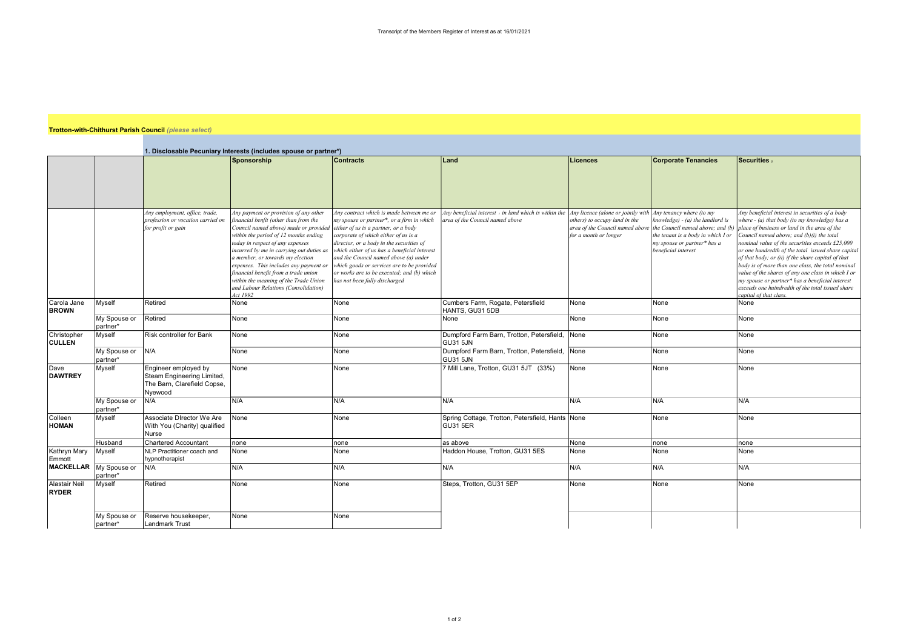Transcript of the Members Register of Interest as at 16/01/2021

**Trotton-with-Chithurst Parish Council** *(please select)*

**1. Disclosable Pecuniary Interests (includes spouse or partner*)**

| | | | Sponsorship | Contracts | Land | Licences | Corporate Tenancies | Securities [2] |
|---|---|---|---|---|---|---|---|---|
| | | *Any employment, office, trade, profession or vocation carried on for profit or gain* | *Any payment or provision of any other financial benfit (other than from the Council named above) made or provided within the period of 12 months ending today in respect of any expenses incurred by me in carrying out duties as a member, or towards my election expenses. This includes any payment or financial benefit from a trade union within the meaning of the Trade Union and Labour Relations (Consolidation) Act 1992* | *Any contract which is made between me or my spouse or partner*, or a firm in which either of us is a partner, or a body corporate of which either of us is a director, or a body in the securities of which either of us has a beneficial interest and the Council named above (a) under which goods or services are to be provided or works are to be executed; and (b) which has not been fully discharged* | *Any beneficial interest [1] in land which is within the area of the Council named above* | *Any licence (alone or jointly with others) to occupy land in the area of the Council named above for a month or longer* | *Any tenancy where (to my knowledge) - (a) the landlord is the Council named above; and (b) the tenant is a body in which I or my spouse or partner* has a beneficial interest* | *Any beneficial interest in securities of a body where - (a) that body (to my knowledge) has a place of business or land in the area of the Council named above; and (b)(i) the total nominal value of the securities exceeds £25,000 or one hundredth of the total issued share capital of that body; or (ii) if the share capital of that body is of more than one class, the total nominal value of the shares of any one class in which I or my spouse or partner* has a beneficial interest exceeds one huindredth of the total issued share capital of that class.* |
| Carola Jane **BROWN** | Myself | Retired | None | None | Cumbers Farm, Rogate, Petersfield HANTS, GU31 5DB | None | None | None |
| | My Spouse or partner* | Retired | None | None | None | None | None | None |
| Christopher **CULLEN** | Myself | Risk controller for Bank | None | None | Dumpford Farm Barn, Trotton, Petersfield, GU31 5JN | None | None | None |
| | My Spouse or partner* | N/A | None | None | Dumpford Farm Barn, Trotton, Petersfield, GU31 5JN | None | None | None |
| Dave **DAWTREY** | Myself | Engineer employed by Steam Engineering Limited, The Barn, Clarefield Copse, Nyewood | None | None | 7 Mill Lane, Trotton, GU31 5JT (33%) | None | None | None |
| | My Spouse or partner* | N/A | N/A | N/A | N/A | N/A | N/A | N/A |
| Colleen **HOMAN** | Myself | Associate DIrector We Are With You (Charity) qualified Nurse | None | None | Spring Cottage, Trotton, Petersfield, Hants GU31 5ER | None | None | None |
| | Husband | Chartered Accountant | none | none | as above | None | none | none |
| Kathryn Mary Emmott **MACKELLAR** | Myself | NLP Practitioner coach and hypnotherapist | None | None | Haddon House, Trotton, GU31 5ES | None | None | None |
| | My Spouse or partner* | N/A | N/A | N/A | N/A | N/A | N/A | N/A |
| Alastair Neil **RYDER** | Myself | Retired | None | None | Steps, Trotton, GU31 5EP | None | None | None |
| | My Spouse or partner* | Reserve housekeeper, Landmark Trust | None | None | | | | |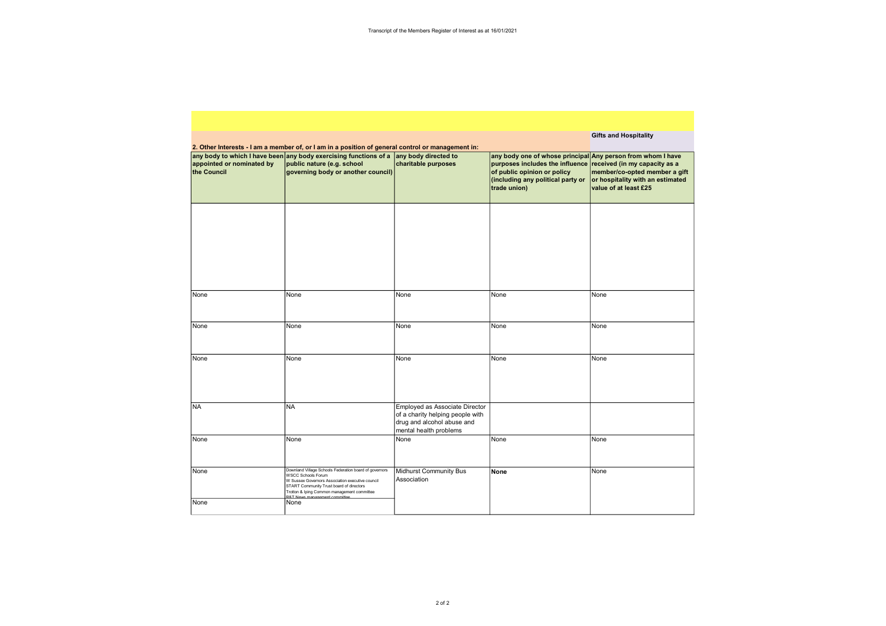| 2. Other Interests - I am a member of, or I am in a position of general control or management in: | | | | Gifts and Hospitality |
|---|---|---|---|---|
| any body to which I have been appointed or nominated by the Council | any body exercising functions of a public nature (e.g. school governing body or another council) | any body directed to charitable purposes | any body one of whose principal purposes includes the influence of public opinion or policy (including any political party or trade union) | Any person from whom I have received (in my capacity as a member/co-opted member a gift or hospitality with an estimated value of at least £25 |
| | | | | |
| None | None | None | None | None |
| None | None | None | None | None |
| None | None | None | None | None |
| NA | NA | Employed as Associate Director of a charity helping people with drug and alcohol abuse and mental health problems | | |
| None | None | None | None | None |
| None | Downland Village Schools Federation board of governors<br>WSCC Schools Forum<br>W Sussex Governors Association executive council<br>START Community Trust board of directors<br>Trotton & Iping Common management committee<br>R&T News management committee | Midhurst Community Bus Association | **None** | None |
| None | None | | | |